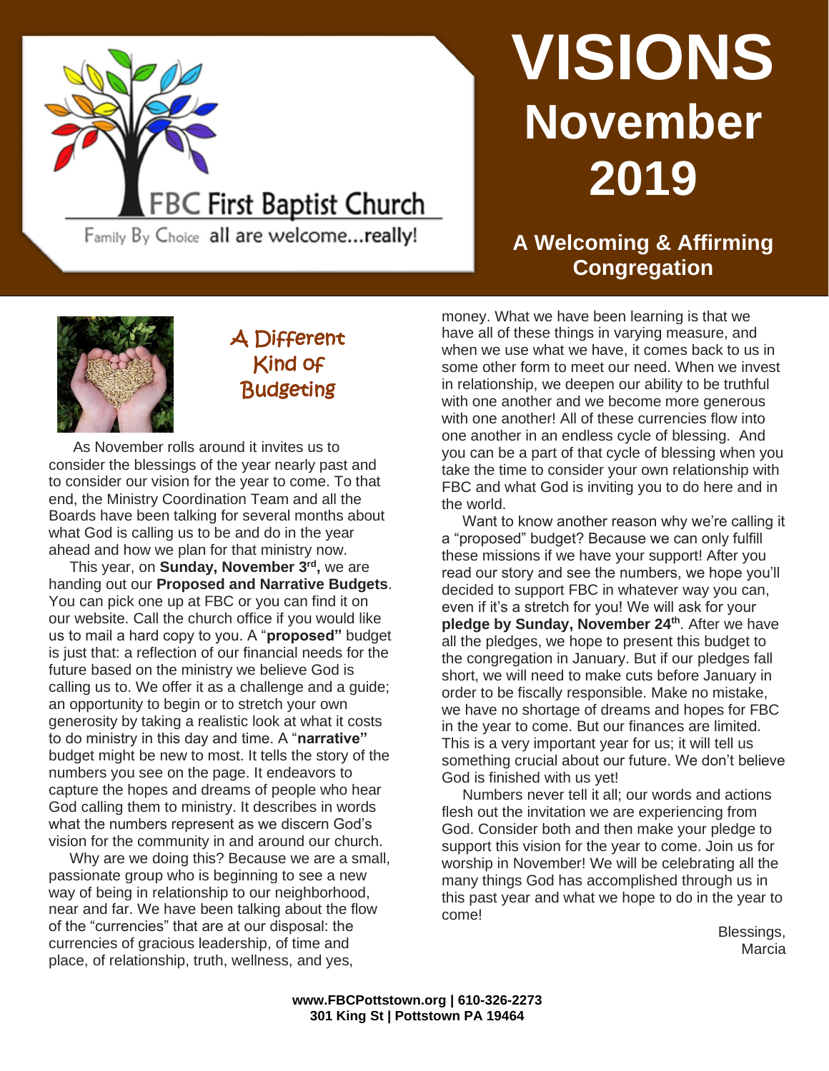FBC First Baptist Church

Family By Choice all are welcome...really!

# VISIONS November 2019

**A Welcoming & Affirming Congregation**

## A Different Kind of Budgeting

As November rolls around it invites us to consider the blessings of the year nearly past and to consider our vision for the year to come. To that end, the Ministry Coordination Team and all the Boards have been talking for several months about what God is calling us to be and do in the year ahead and how we plan for that ministry now.

This year, on **Sunday, November 3rd,** we are handing out our **Proposed and Narrative Budgets**. You can pick one up at FBC or you can find it on our website. Call the church office if you would like us to mail a hard copy to you. A "**proposed"** budget is just that: a reflection of our financial needs for the future based on the ministry we believe God is calling us to. We offer it as a challenge and a guide; an opportunity to begin or to stretch your own generosity by taking a realistic look at what it costs to do ministry in this day and time. A "**narrative"** budget might be new to most. It tells the story of the numbers you see on the page. It endeavors to capture the hopes and dreams of people who hear God calling them to ministry. It describes in words what the numbers represent as we discern God's vision for the community in and around our church.

Why are we doing this? Because we are a small, passionate group who is beginning to see a new way of being in relationship to our neighborhood, near and far. We have been talking about the flow of the "currencies" that are at our disposal: the currencies of gracious leadership, of time and place, of relationship, truth, wellness, and yes, money. What we have been learning is that we have all of these things in varying measure, and when we use what we have, it comes back to us in some other form to meet our need. When we invest in relationship, we deepen our ability to be truthful with one another and we become more generous with one another! All of these currencies flow into one another in an endless cycle of blessing. And you can be a part of that cycle of blessing when you take the time to consider your own relationship with FBC and what God is inviting you to do here and in the world.

Want to know another reason why we're calling it a "proposed" budget? Because we can only fulfill these missions if we have your support! After you read our story and see the numbers, we hope you'll decided to support FBC in whatever way you can, even if it's a stretch for you! We will ask for your **pledge by Sunday, November 24th**. After we have all the pledges, we hope to present this budget to the congregation in January. But if our pledges fall short, we will need to make cuts before January in order to be fiscally responsible. Make no mistake, we have no shortage of dreams and hopes for FBC in the year to come. But our finances are limited. This is a very important year for us; it will tell us something crucial about our future. We don't believe God is finished with us yet!

Numbers never tell it all; our words and actions flesh out the invitation we are experiencing from God. Consider both and then make your pledge to support this vision for the year to come. Join us for worship in November! We will be celebrating all the many things God has accomplished through us in this past year and what we hope to do in the year to come!

Blessings,
Marcia

**www.FBCPottstown.org | 610-326-2273**
**301 King St | Pottstown PA 19464**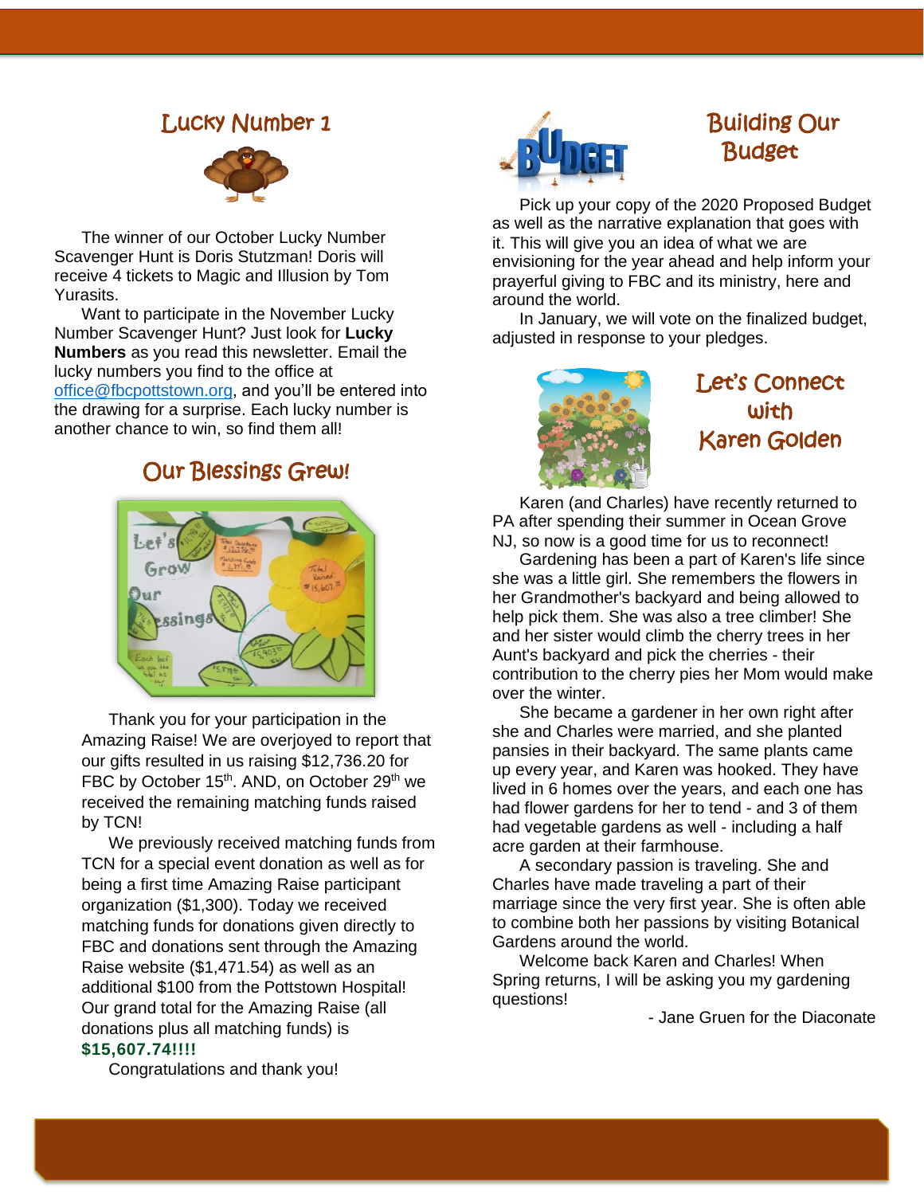## Lucky Number 1

The winner of our October Lucky Number Scavenger Hunt is Doris Stutzman! Doris will receive 4 tickets to Magic and Illusion by Tom Yurasits.

Want to participate in the November Lucky Number Scavenger Hunt? Just look for **Lucky Numbers** as you read this newsletter. Email the lucky numbers you find to the office at office@fbcpottstown.org, and you'll be entered into the drawing for a surprise. Each lucky number is another chance to win, so find them all!

## Our Blessings Grew!

Thank you for your participation in the Amazing Raise! We are overjoyed to report that our gifts resulted in us raising $12,736.20 for FBC by October 15th. AND, on October 29th we received the remaining matching funds raised by TCN!

We previously received matching funds from TCN for a special event donation as well as for being a first time Amazing Raise participant organization ($1,300). Today we received matching funds for donations given directly to FBC and donations sent through the Amazing Raise website ($1,471.54) as well as an additional $100 from the Pottstown Hospital! Our grand total for the Amazing Raise (all donations plus all matching funds) is **$15,607.74!!!!**

Congratulations and thank you!

## Building Our Budget

Pick up your copy of the 2020 Proposed Budget as well as the narrative explanation that goes with it. This will give you an idea of what we are envisioning for the year ahead and help inform your prayerful giving to FBC and its ministry, here and around the world.

In January, we will vote on the finalized budget, adjusted in response to your pledges.

## Let's Connect with Karen Golden

Karen (and Charles) have recently returned to PA after spending their summer in Ocean Grove NJ, so now is a good time for us to reconnect!

Gardening has been a part of Karen's life since she was a little girl. She remembers the flowers in her Grandmother's backyard and being allowed to help pick them. She was also a tree climber! She and her sister would climb the cherry trees in her Aunt's backyard and pick the cherries - their contribution to the cherry pies her Mom would make over the winter.

She became a gardener in her own right after she and Charles were married, and she planted pansies in their backyard. The same plants came up every year, and Karen was hooked. They have lived in 6 homes over the years, and each one has had flower gardens for her to tend - and 3 of them had vegetable gardens as well - including a half acre garden at their farmhouse.

A secondary passion is traveling. She and Charles have made traveling a part of their marriage since the very first year. She is often able to combine both her passions by visiting Botanical Gardens around the world.

Welcome back Karen and Charles! When Spring returns, I will be asking you my gardening questions!

- Jane Gruen for the Diaconate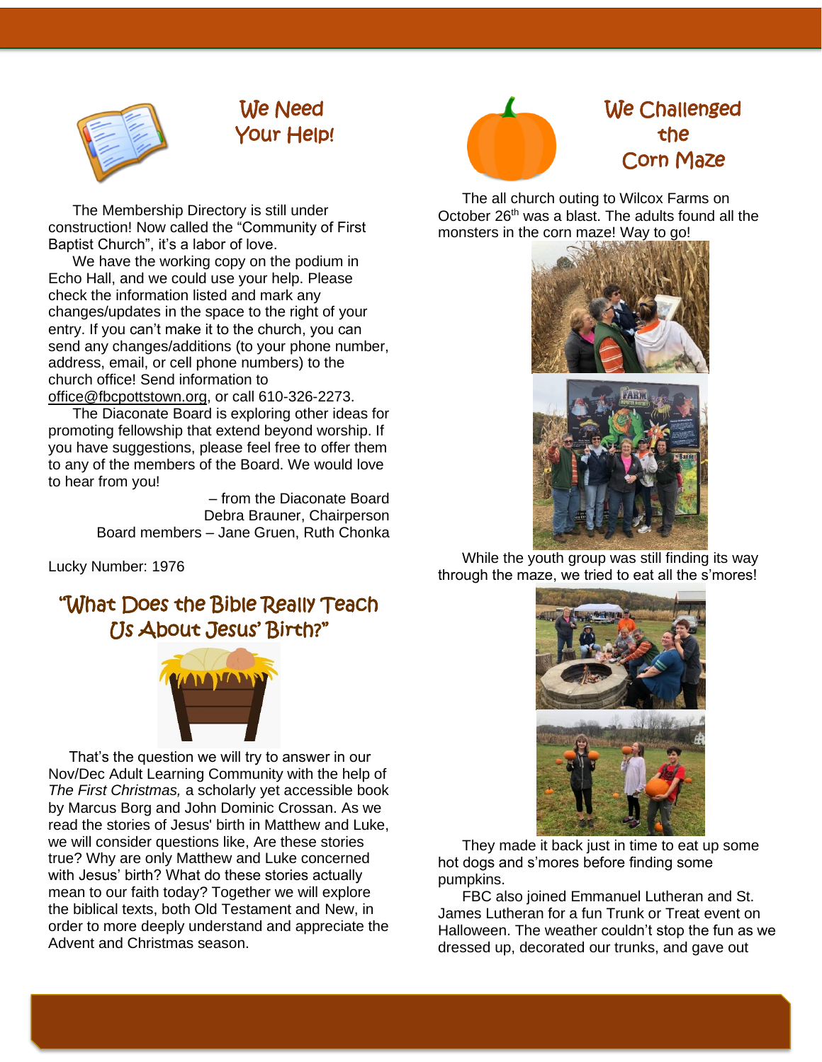## We Need Your Help!

The Membership Directory is still under construction! Now called the "Community of First Baptist Church", it's a labor of love.

We have the working copy on the podium in Echo Hall, and we could use your help. Please check the information listed and mark any changes/updates in the space to the right of your entry. If you can't make it to the church, you can send any changes/additions (to your phone number, address, email, or cell phone numbers) to the church office! Send information to office@fbcpottstown.org, or call 610-326-2273.

The Diaconate Board is exploring other ideas for promoting fellowship that extend beyond worship. If you have suggestions, please feel free to offer them to any of the members of the Board. We would love to hear from you!

– from the Diaconate Board
Debra Brauner, Chairperson
Board members – Jane Gruen, Ruth Chonka

Lucky Number: 1976

## "What Does the Bible Really Teach Us About Jesus' Birth?"

That's the question we will try to answer in our Nov/Dec Adult Learning Community with the help of *The First Christmas,* a scholarly yet accessible book by Marcus Borg and John Dominic Crossan. As we read the stories of Jesus' birth in Matthew and Luke, we will consider questions like, Are these stories true? Why are only Matthew and Luke concerned with Jesus' birth? What do these stories actually mean to our faith today? Together we will explore the biblical texts, both Old Testament and New, in order to more deeply understand and appreciate the Advent and Christmas season.

## We Challenged the Corn Maze

The all church outing to Wilcox Farms on October 26th was a blast. The adults found all the monsters in the corn maze! Way to go!

While the youth group was still finding its way through the maze, we tried to eat all the s'mores!

They made it back just in time to eat up some hot dogs and s'mores before finding some pumpkins.

FBC also joined Emmanuel Lutheran and St. James Lutheran for a fun Trunk or Treat event on Halloween. The weather couldn't stop the fun as we dressed up, decorated our trunks, and gave out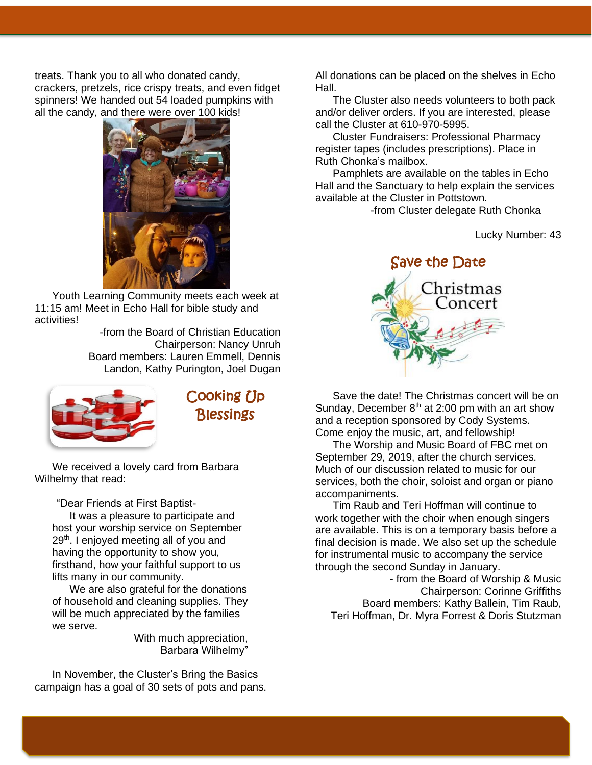treats. Thank you to all who donated candy, crackers, pretzels, rice crispy treats, and even fidget spinners! We handed out 54 loaded pumpkins with all the candy, and there were over 100 kids!

Youth Learning Community meets each week at 11:15 am! Meet in Echo Hall for bible study and activities!

-from the Board of Christian Education
Chairperson: Nancy Unruh
Board members: Lauren Emmell, Dennis Landon, Kathy Purington, Joel Dugan

## Cooking Up Blessings

We received a lovely card from Barbara Wilhelmy that read:

"Dear Friends at First Baptist-
It was a pleasure to participate and host your worship service on September 29th. I enjoyed meeting all of you and having the opportunity to show you, firsthand, how your faithful support to us lifts many in our community.
We are also grateful for the donations of household and cleaning supplies. They will be much appreciated by the families we serve.
With much appreciation,
Barbara Wilhelmy"

In November, the Cluster's Bring the Basics campaign has a goal of 30 sets of pots and pans. All donations can be placed on the shelves in Echo Hall.

The Cluster also needs volunteers to both pack and/or deliver orders. If you are interested, please call the Cluster at 610-970-5995.

Cluster Fundraisers: Professional Pharmacy register tapes (includes prescriptions). Place in Ruth Chonka's mailbox.

Pamphlets are available on the tables in Echo Hall and the Sanctuary to help explain the services available at the Cluster in Pottstown.

-from Cluster delegate Ruth Chonka

Lucky Number: 43

## Save the Date

Christmas Concert

Save the date! The Christmas concert will be on Sunday, December 8th at 2:00 pm with an art show and a reception sponsored by Cody Systems. Come enjoy the music, art, and fellowship!

The Worship and Music Board of FBC met on September 29, 2019, after the church services. Much of our discussion related to music for our services, both the choir, soloist and organ or piano accompaniments.

Tim Raub and Teri Hoffman will continue to work together with the choir when enough singers are available. This is on a temporary basis before a final decision is made. We also set up the schedule for instrumental music to accompany the service through the second Sunday in January.

- from the Board of Worship & Music
Chairperson: Corinne Griffiths
Board members: Kathy Ballein, Tim Raub, Teri Hoffman, Dr. Myra Forrest & Doris Stutzman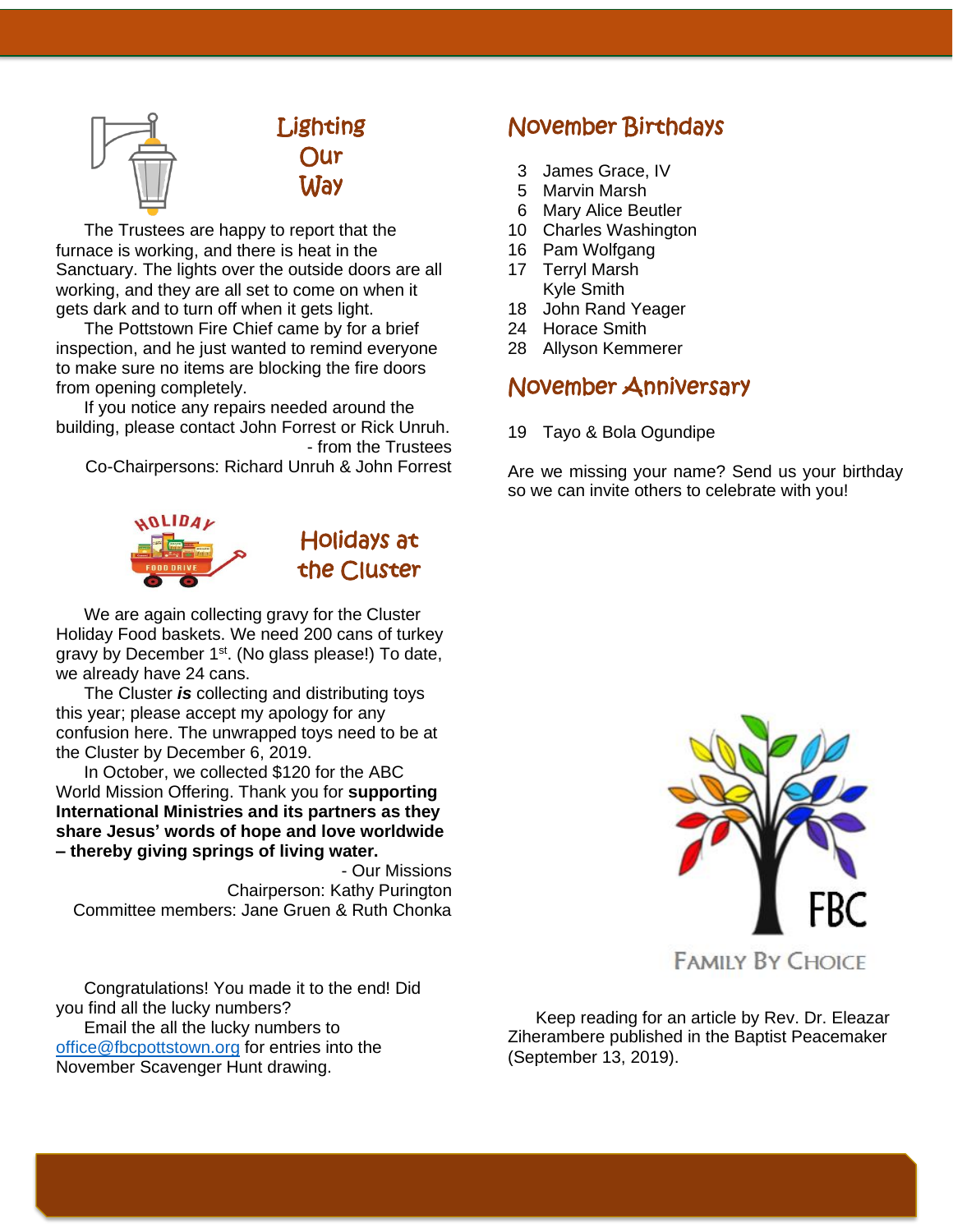## Lighting Our Way

The Trustees are happy to report that the furnace is working, and there is heat in the Sanctuary. The lights over the outside doors are all working, and they are all set to come on when it gets dark and to turn off when it gets light.

The Pottstown Fire Chief came by for a brief inspection, and he just wanted to remind everyone to make sure no items are blocking the fire doors from opening completely.

If you notice any repairs needed around the building, please contact John Forrest or Rick Unruh.

- from the Trustees

Co-Chairpersons: Richard Unruh & John Forrest

## Holidays at the Cluster

We are again collecting gravy for the Cluster Holiday Food baskets. We need 200 cans of turkey gravy by December 1st. (No glass please!) To date, we already have 24 cans.

The Cluster ***is*** collecting and distributing toys this year; please accept my apology for any confusion here. The unwrapped toys need to be at the Cluster by December 6, 2019.

In October, we collected $120 for the ABC World Mission Offering. Thank you for **supporting International Ministries and its partners as they share Jesus' words of hope and love worldwide – thereby giving springs of living water.**

- Our Missions

Chairperson: Kathy Purington

Committee members: Jane Gruen & Ruth Chonka

Congratulations! You made it to the end! Did you find all the lucky numbers?

Email the all the lucky numbers to office@fbcpottstown.org for entries into the November Scavenger Hunt drawing.

## November Birthdays

- 3 James Grace, IV
- 5 Marvin Marsh
- 6 Mary Alice Beutler
- 10 Charles Washington
- 16 Pam Wolfgang
- 17 Terryl Marsh
  Kyle Smith
- 18 John Rand Yeager
- 24 Horace Smith
- 28 Allyson Kemmerer

## November Anniversary

- 19 Tayo & Bola Ogundipe

Are we missing your name? Send us your birthday so we can invite others to celebrate with you!

FBC

FAMILY BY CHOICE

Keep reading for an article by Rev. Dr. Eleazar Ziherambere published in the Baptist Peacemaker (September 13, 2019).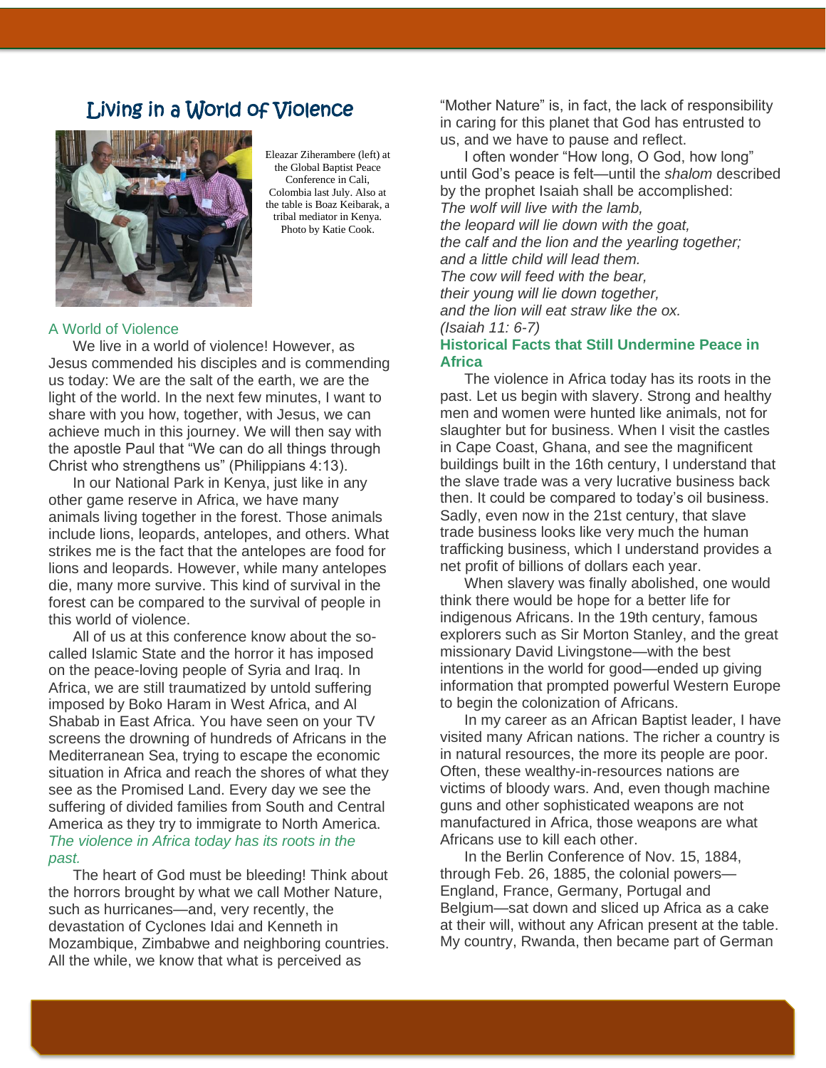# Living in a World of Violence

Eleazar Ziherambere (left) at the Global Baptist Peace Conference in Cali, Colombia last July. Also at the table is Boaz Keibarak, a tribal mediator in Kenya. Photo by Katie Cook.

### A World of Violence

We live in a world of violence! However, as Jesus commended his disciples and is commending us today: We are the salt of the earth, we are the light of the world. In the next few minutes, I want to share with you how, together, with Jesus, we can achieve much in this journey. We will then say with the apostle Paul that "We can do all things through Christ who strengthens us" (Philippians 4:13).

In our National Park in Kenya, just like in any other game reserve in Africa, we have many animals living together in the forest. Those animals include lions, leopards, antelopes, and others. What strikes me is the fact that the antelopes are food for lions and leopards. However, while many antelopes die, many more survive. This kind of survival in the forest can be compared to the survival of people in this world of violence.

All of us at this conference know about the so-called Islamic State and the horror it has imposed on the peace-loving people of Syria and Iraq. In Africa, we are still traumatized by untold suffering imposed by Boko Haram in West Africa, and Al Shabab in East Africa. You have seen on your TV screens the drowning of hundreds of Africans in the Mediterranean Sea, trying to escape the economic situation in Africa and reach the shores of what they see as the Promised Land. Every day we see the suffering of divided families from South and Central America as they try to immigrate to North America.

*The violence in Africa today has its roots in the past.*

The heart of God must be bleeding! Think about the horrors brought by what we call Mother Nature, such as hurricanes—and, very recently, the devastation of Cyclones Idai and Kenneth in Mozambique, Zimbabwe and neighboring countries. All the while, we know that what is perceived as "Mother Nature" is, in fact, the lack of responsibility in caring for this planet that God has entrusted to us, and we have to pause and reflect.

I often wonder "How long, O God, how long" until God's peace is felt—until the *shalom* described by the prophet Isaiah shall be accomplished:

*The wolf will live with the lamb,*
*the leopard will lie down with the goat,*
*the calf and the lion and the yearling together;*
*and a little child will lead them.*
*The cow will feed with the bear,*
*their young will lie down together,*
*and the lion will eat straw like the ox.*
*(Isaiah 11: 6-7)*

### Historical Facts that Still Undermine Peace in Africa

The violence in Africa today has its roots in the past. Let us begin with slavery. Strong and healthy men and women were hunted like animals, not for slaughter but for business. When I visit the castles in Cape Coast, Ghana, and see the magnificent buildings built in the 16th century, I understand that the slave trade was a very lucrative business back then. It could be compared to today's oil business. Sadly, even now in the 21st century, that slave trade business looks like very much the human trafficking business, which I understand provides a net profit of billions of dollars each year.

When slavery was finally abolished, one would think there would be hope for a better life for indigenous Africans. In the 19th century, famous explorers such as Sir Morton Stanley, and the great missionary David Livingstone—with the best intentions in the world for good—ended up giving information that prompted powerful Western Europe to begin the colonization of Africans.

In my career as an African Baptist leader, I have visited many African nations. The richer a country is in natural resources, the more its people are poor. Often, these wealthy-in-resources nations are victims of bloody wars. And, even though machine guns and other sophisticated weapons are not manufactured in Africa, those weapons are what Africans use to kill each other.

In the Berlin Conference of Nov. 15, 1884, through Feb. 26, 1885, the colonial powers—England, France, Germany, Portugal and Belgium—sat down and sliced up Africa as a cake at their will, without any African present at the table. My country, Rwanda, then became part of German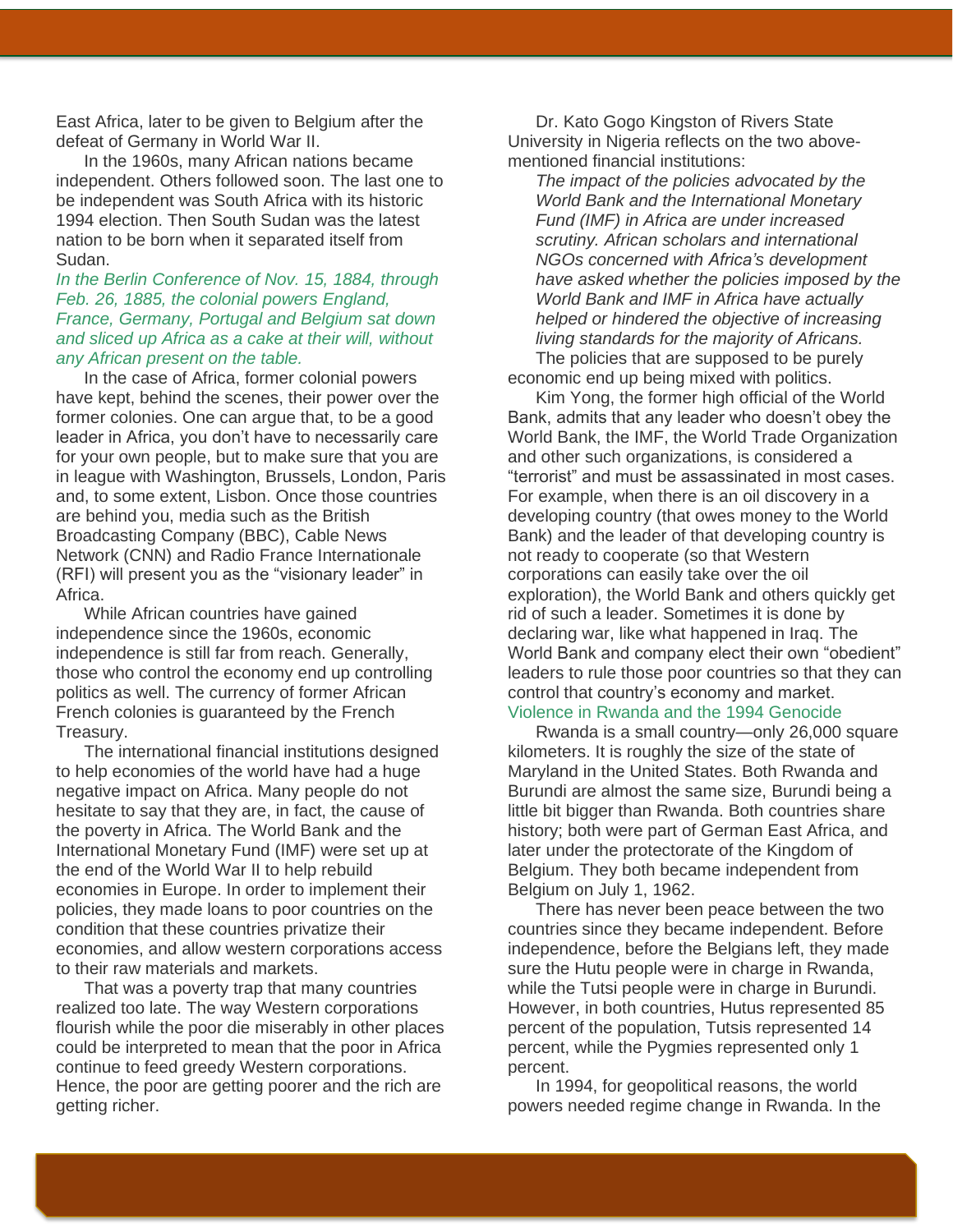East Africa, later to be given to Belgium after the defeat of Germany in World War II.

In the 1960s, many African nations became independent. Others followed soon. The last one to be independent was South Africa with its historic 1994 election. Then South Sudan was the latest nation to be born when it separated itself from Sudan.

*In the Berlin Conference of Nov. 15, 1884, through Feb. 26, 1885, the colonial powers England, France, Germany, Portugal and Belgium sat down and sliced up Africa as a cake at their will, without any African present on the table.*

In the case of Africa, former colonial powers have kept, behind the scenes, their power over the former colonies. One can argue that, to be a good leader in Africa, you don't have to necessarily care for your own people, but to make sure that you are in league with Washington, Brussels, London, Paris and, to some extent, Lisbon. Once those countries are behind you, media such as the British Broadcasting Company (BBC), Cable News Network (CNN) and Radio France Internationale (RFI) will present you as the "visionary leader" in Africa.

While African countries have gained independence since the 1960s, economic independence is still far from reach. Generally, those who control the economy end up controlling politics as well. The currency of former African French colonies is guaranteed by the French Treasury.

The international financial institutions designed to help economies of the world have had a huge negative impact on Africa. Many people do not hesitate to say that they are, in fact, the cause of the poverty in Africa. The World Bank and the International Monetary Fund (IMF) were set up at the end of the World War II to help rebuild economies in Europe. In order to implement their policies, they made loans to poor countries on the condition that these countries privatize their economies, and allow western corporations access to their raw materials and markets.

That was a poverty trap that many countries realized too late. The way Western corporations flourish while the poor die miserably in other places could be interpreted to mean that the poor in Africa continue to feed greedy Western corporations. Hence, the poor are getting poorer and the rich are getting richer.

Dr. Kato Gogo Kingston of Rivers State University in Nigeria reflects on the two above-mentioned financial institutions:

> *The impact of the policies advocated by the World Bank and the International Monetary Fund (IMF) in Africa are under increased scrutiny. African scholars and international NGOs concerned with Africa's development have asked whether the policies imposed by the World Bank and IMF in Africa have actually helped or hindered the objective of increasing living standards for the majority of Africans.*

The policies that are supposed to be purely economic end up being mixed with politics.

Kim Yong, the former high official of the World Bank, admits that any leader who doesn't obey the World Bank, the IMF, the World Trade Organization and other such organizations, is considered a "terrorist" and must be assassinated in most cases. For example, when there is an oil discovery in a developing country (that owes money to the World Bank) and the leader of that developing country is not ready to cooperate (so that Western corporations can easily take over the oil exploration), the World Bank and others quickly get rid of such a leader. Sometimes it is done by declaring war, like what happened in Iraq. The World Bank and company elect their own "obedient" leaders to rule those poor countries so that they can control that country's economy and market.

## Violence in Rwanda and the 1994 Genocide

Rwanda is a small country—only 26,000 square kilometers. It is roughly the size of the state of Maryland in the United States. Both Rwanda and Burundi are almost the same size, Burundi being a little bit bigger than Rwanda. Both countries share history; both were part of German East Africa, and later under the protectorate of the Kingdom of Belgium. They both became independent from Belgium on July 1, 1962.

There has never been peace between the two countries since they became independent. Before independence, before the Belgians left, they made sure the Hutu people were in charge in Rwanda, while the Tutsi people were in charge in Burundi. However, in both countries, Hutus represented 85 percent of the population, Tutsis represented 14 percent, while the Pygmies represented only 1 percent.

In 1994, for geopolitical reasons, the world powers needed regime change in Rwanda. In the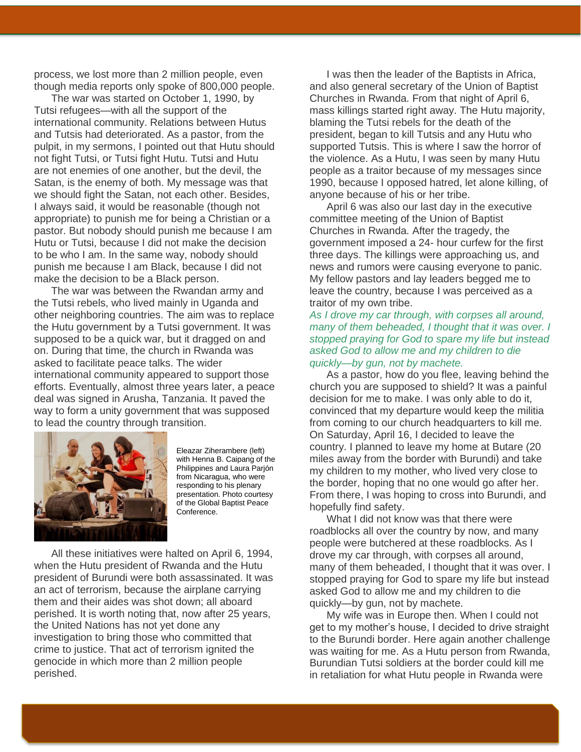process, we lost more than 2 million people, even though media reports only spoke of 800,000 people.

The war was started on October 1, 1990, by Tutsi refugees—with all the support of the international community. Relations between Hutus and Tutsis had deteriorated. As a pastor, from the pulpit, in my sermons, I pointed out that Hutu should not fight Tutsi, or Tutsi fight Hutu. Tutsi and Hutu are not enemies of one another, but the devil, the Satan, is the enemy of both. My message was that we should fight the Satan, not each other. Besides, I always said, it would be reasonable (though not appropriate) to punish me for being a Christian or a pastor. But nobody should punish me because I am Hutu or Tutsi, because I did not make the decision to be who I am. In the same way, nobody should punish me because I am Black, because I did not make the decision to be a Black person.

The war was between the Rwandan army and the Tutsi rebels, who lived mainly in Uganda and other neighboring countries. The aim was to replace the Hutu government by a Tutsi government. It was supposed to be a quick war, but it dragged on and on. During that time, the church in Rwanda was asked to facilitate peace talks. The wider international community appeared to support those efforts. Eventually, almost three years later, a peace deal was signed in Arusha, Tanzania. It paved the way to form a unity government that was supposed to lead the country through transition.

Eleazar Ziherambere (left) with Henna B. Caipang of the Philippines and Laura Parjón from Nicaragua, who were responding to his plenary presentation. Photo courtesy of the Global Baptist Peace Conference.

All these initiatives were halted on April 6, 1994, when the Hutu president of Rwanda and the Hutu president of Burundi were both assassinated. It was an act of terrorism, because the airplane carrying them and their aides was shot down; all aboard perished. It is worth noting that, now after 25 years, the United Nations has not yet done any investigation to bring those who committed that crime to justice. That act of terrorism ignited the genocide in which more than 2 million people perished.

I was then the leader of the Baptists in Africa, and also general secretary of the Union of Baptist Churches in Rwanda. From that night of April 6, mass killings started right away. The Hutu majority, blaming the Tutsi rebels for the death of the president, began to kill Tutsis and any Hutu who supported Tutsis. This is where I saw the horror of the violence. As a Hutu, I was seen by many Hutu people as a traitor because of my messages since 1990, because I opposed hatred, let alone killing, of anyone because of his or her tribe.

April 6 was also our last day in the executive committee meeting of the Union of Baptist Churches in Rwanda. After the tragedy, the government imposed a 24- hour curfew for the first three days. The killings were approaching us, and news and rumors were causing everyone to panic. My fellow pastors and lay leaders begged me to leave the country, because I was perceived as a traitor of my own tribe.

*As I drove my car through, with corpses all around, many of them beheaded, I thought that it was over. I stopped praying for God to spare my life but instead asked God to allow me and my children to die quickly—by gun, not by machete.*

As a pastor, how do you flee, leaving behind the church you are supposed to shield? It was a painful decision for me to make. I was only able to do it, convinced that my departure would keep the militia from coming to our church headquarters to kill me. On Saturday, April 16, I decided to leave the country. I planned to leave my home at Butare (20 miles away from the border with Burundi) and take my children to my mother, who lived very close to the border, hoping that no one would go after her. From there, I was hoping to cross into Burundi, and hopefully find safety.

What I did not know was that there were roadblocks all over the country by now, and many people were butchered at these roadblocks. As I drove my car through, with corpses all around, many of them beheaded, I thought that it was over. I stopped praying for God to spare my life but instead asked God to allow me and my children to die quickly—by gun, not by machete.

My wife was in Europe then. When I could not get to my mother's house, I decided to drive straight to the Burundi border. Here again another challenge was waiting for me. As a Hutu person from Rwanda, Burundian Tutsi soldiers at the border could kill me in retaliation for what Hutu people in Rwanda were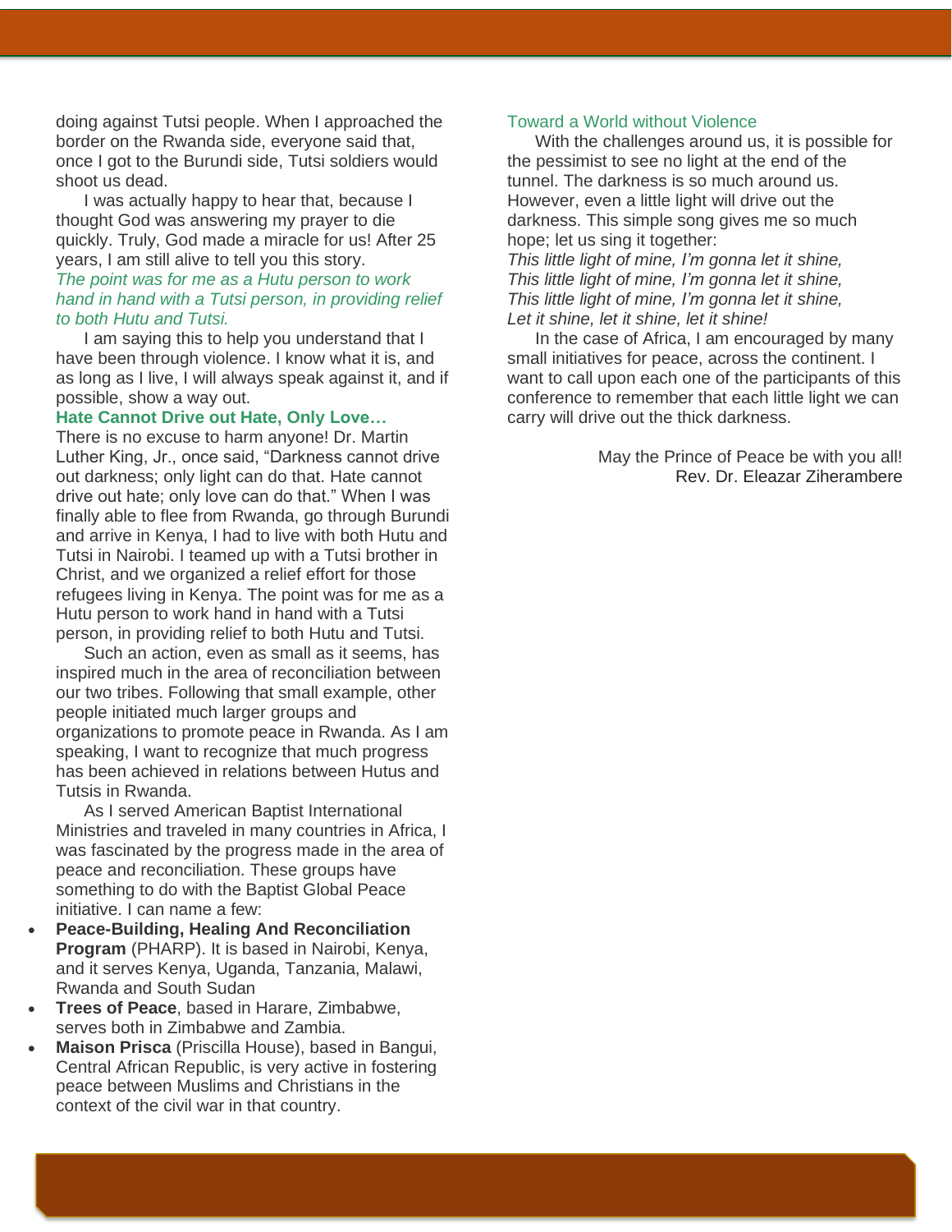doing against Tutsi people. When I approached the border on the Rwanda side, everyone said that, once I got to the Burundi side, Tutsi soldiers would shoot us dead.

I was actually happy to hear that, because I thought God was answering my prayer to die quickly. Truly, God made a miracle for us! After 25 years, I am still alive to tell you this story.

*The point was for me as a Hutu person to work hand in hand with a Tutsi person, in providing relief to both Hutu and Tutsi.*

I am saying this to help you understand that I have been through violence. I know what it is, and as long as I live, I will always speak against it, and if possible, show a way out.

### Hate Cannot Drive out Hate, Only Love…

There is no excuse to harm anyone! Dr. Martin Luther King, Jr., once said, "Darkness cannot drive out darkness; only light can do that. Hate cannot drive out hate; only love can do that." When I was finally able to flee from Rwanda, go through Burundi and arrive in Kenya, I had to live with both Hutu and Tutsi in Nairobi. I teamed up with a Tutsi brother in Christ, and we organized a relief effort for those refugees living in Kenya. The point was for me as a Hutu person to work hand in hand with a Tutsi person, in providing relief to both Hutu and Tutsi.

Such an action, even as small as it seems, has inspired much in the area of reconciliation between our two tribes. Following that small example, other people initiated much larger groups and organizations to promote peace in Rwanda. As I am speaking, I want to recognize that much progress has been achieved in relations between Hutus and Tutsis in Rwanda.

As I served American Baptist International Ministries and traveled in many countries in Africa, I was fascinated by the progress made in the area of peace and reconciliation. These groups have something to do with the Baptist Global Peace initiative. I can name a few:

- **Peace-Building, Healing And Reconciliation Program** (PHARP). It is based in Nairobi, Kenya, and it serves Kenya, Uganda, Tanzania, Malawi, Rwanda and South Sudan
- **Trees of Peace**, based in Harare, Zimbabwe, serves both in Zimbabwe and Zambia.
- **Maison Prisca** (Priscilla House), based in Bangui, Central African Republic, is very active in fostering peace between Muslims and Christians in the context of the civil war in that country.

### Toward a World without Violence

With the challenges around us, it is possible for the pessimist to see no light at the end of the tunnel. The darkness is so much around us. However, even a little light will drive out the darkness. This simple song gives me so much hope; let us sing it together:

*This little light of mine, I'm gonna let it shine,*
*This little light of mine, I'm gonna let it shine,*
*This little light of mine, I'm gonna let it shine,*
*Let it shine, let it shine, let it shine!*

In the case of Africa, I am encouraged by many small initiatives for peace, across the continent. I want to call upon each one of the participants of this conference to remember that each little light we can carry will drive out the thick darkness.

May the Prince of Peace be with you all!
Rev. Dr. Eleazar Ziherambere